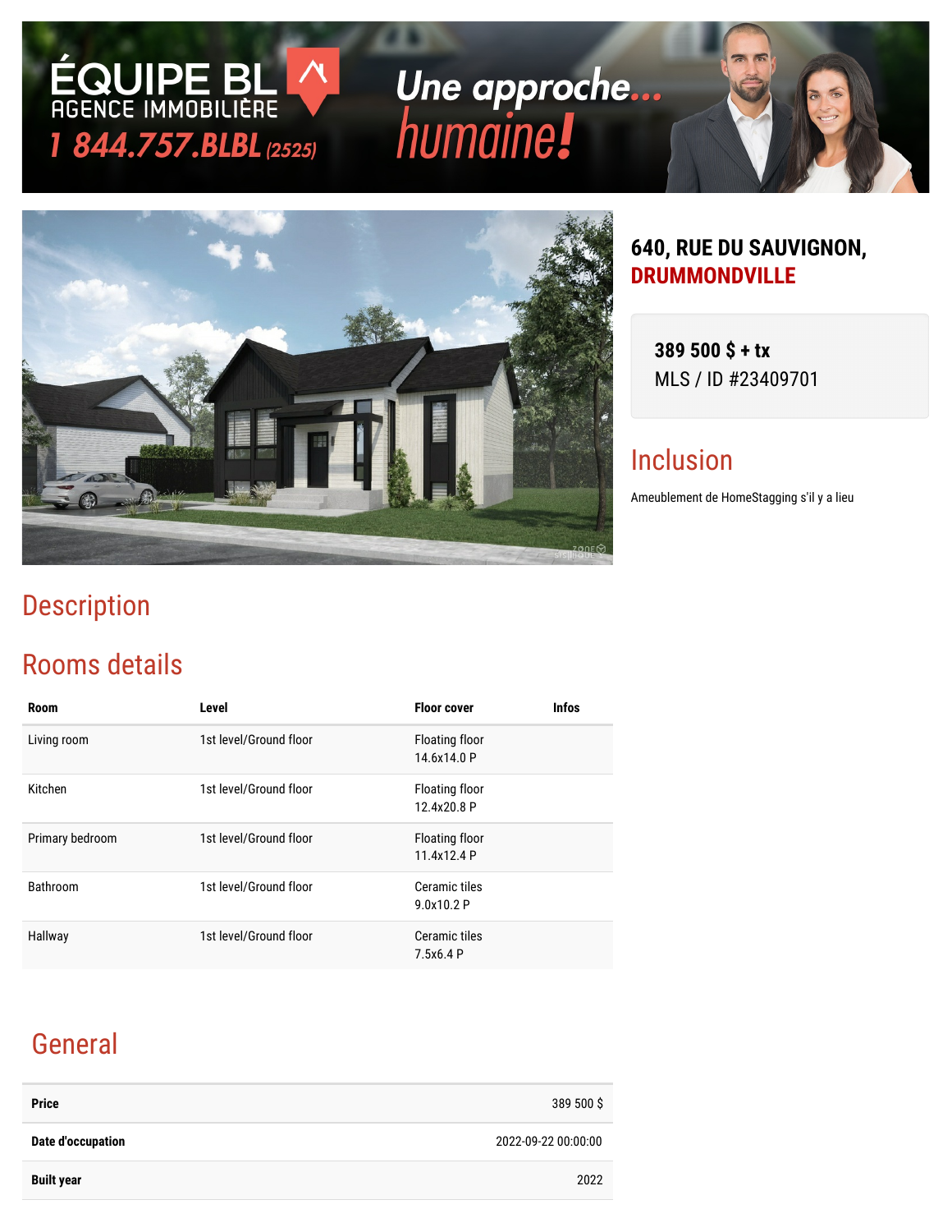ÉQUIPE BL
AGENCE IMMOBILIÈRE
1 844.757.BLBL (2525)

Une approche... humaine!

# 640, RUE DU SAUVIGNON, DRUMMONDVILLE

**389 500 $ + tx**
MLS / ID #23409701

## Inclusion

Ameublement de HomeStagging s'il y a lieu

## Description

## Rooms details

| Room | Level | Floor cover | Infos |
|---|---|---|---|
| Living room | 1st level/Ground floor | Floating floor 14.6x14.0 P | |
| Kitchen | 1st level/Ground floor | Floating floor 12.4x20.8 P | |
| Primary bedroom | 1st level/Ground floor | Floating floor 11.4x12.4 P | |
| Bathroom | 1st level/Ground floor | Ceramic tiles 9.0x10.2 P | |
| Hallway | 1st level/Ground floor | Ceramic tiles 7.5x6.4 P | |

## General

| | |
|---|---|
| **Price** | 389 500 $ |
| **Date d'occupation** | 2022-09-22 00:00:00 |
| **Built year** | 2022 |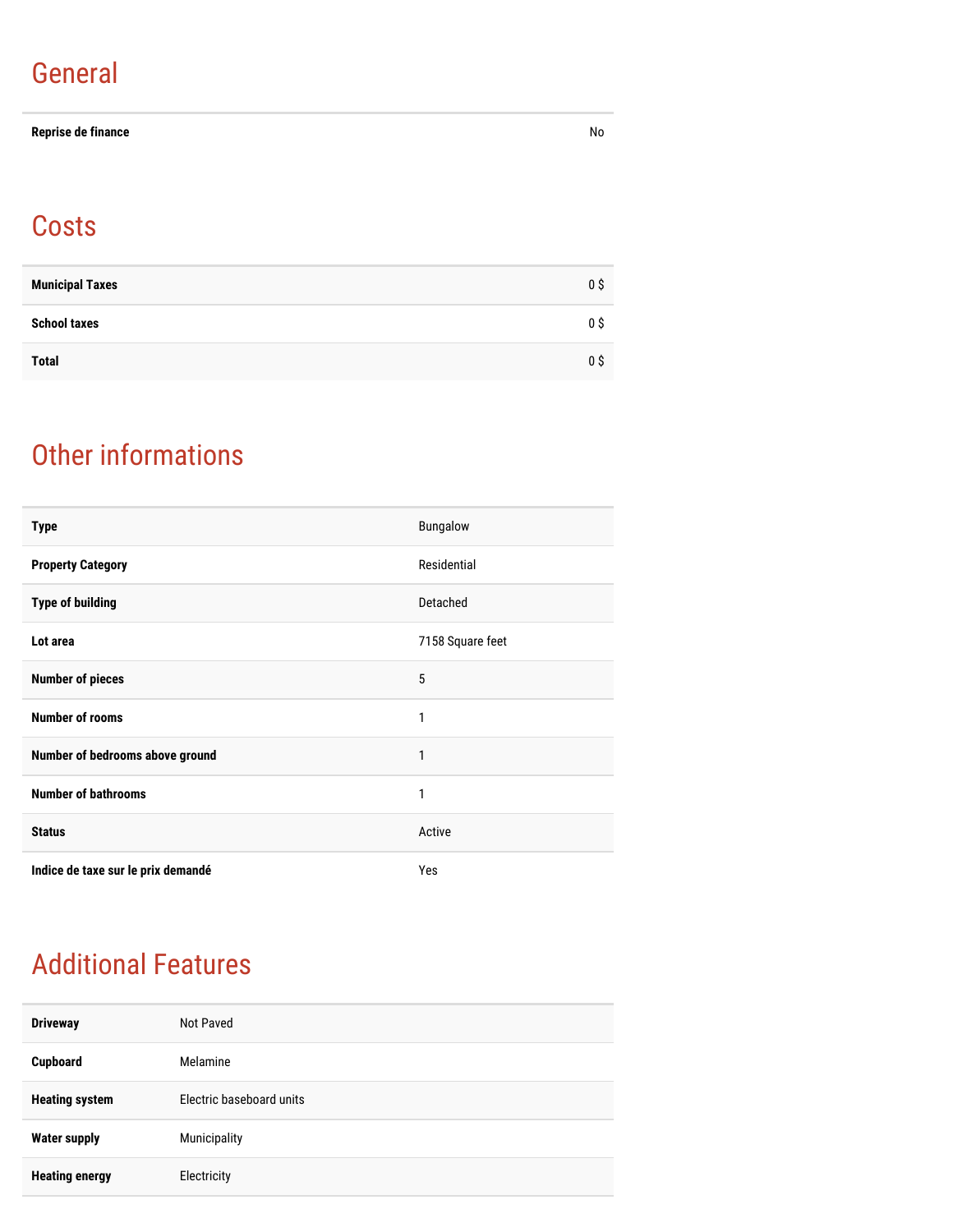## General

| | |
|---|---|
| **Reprise de finance** | No |

## Costs

| | |
|---|---|
| **Municipal Taxes** | 0 $ |
| **School taxes** | 0 $ |
| **Total** | 0 $ |

## Other informations

| | |
|---|---|
| **Type** | Bungalow |
| **Property Category** | Residential |
| **Type of building** | Detached |
| **Lot area** | 7158 Square feet |
| **Number of pieces** | 5 |
| **Number of rooms** | 1 |
| **Number of bedrooms above ground** | 1 |
| **Number of bathrooms** | 1 |
| **Status** | Active |
| **Indice de taxe sur le prix demandé** | Yes |

## Additional Features

| | |
|---|---|
| **Driveway** | Not Paved |
| **Cupboard** | Melamine |
| **Heating system** | Electric baseboard units |
| **Water supply** | Municipality |
| **Heating energy** | Electricity |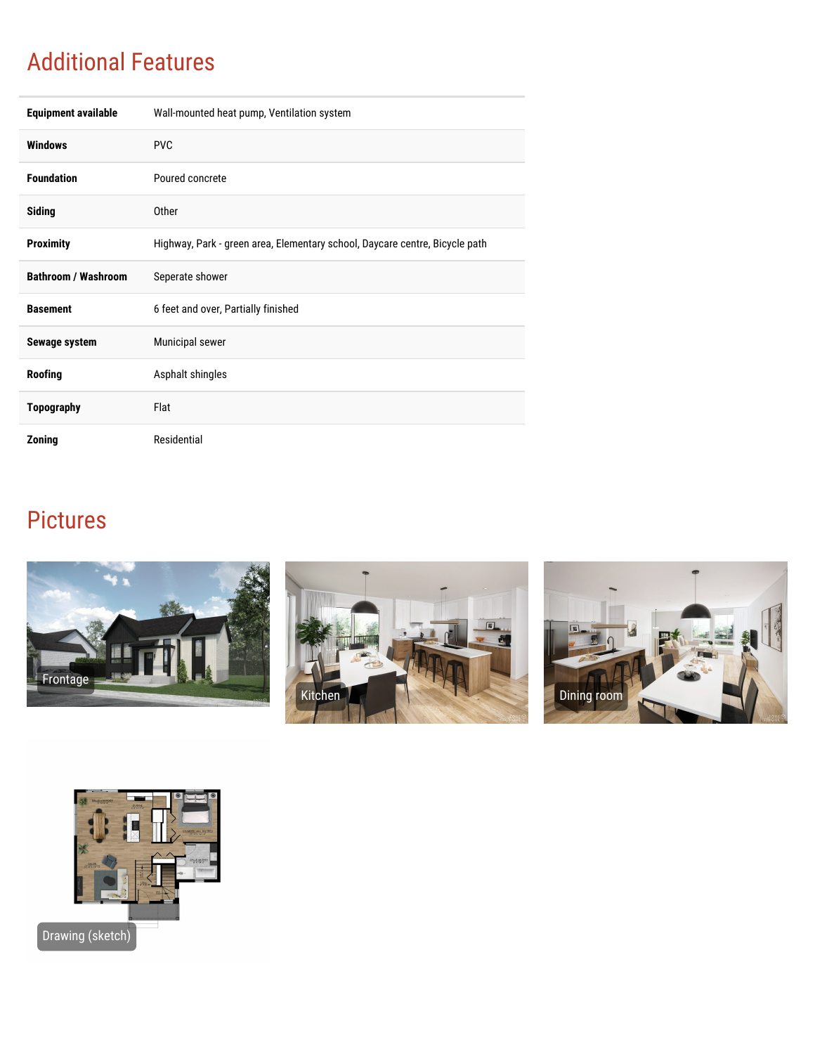## Additional Features

| | |
|---|---|
| **Equipment available** | Wall-mounted heat pump, Ventilation system |
| **Windows** | PVC |
| **Foundation** | Poured concrete |
| **Siding** | Other |
| **Proximity** | Highway, Park - green area, Elementary school, Daycare centre, Bicycle path |
| **Bathroom / Washroom** | Seperate shower |
| **Basement** | 6 feet and over, Partially finished |
| **Sewage system** | Municipal sewer |
| **Roofing** | Asphalt shingles |
| **Topography** | Flat |
| **Zoning** | Residential |

## Pictures

Frontage

Kitchen

Dining room

Drawing (sketch)